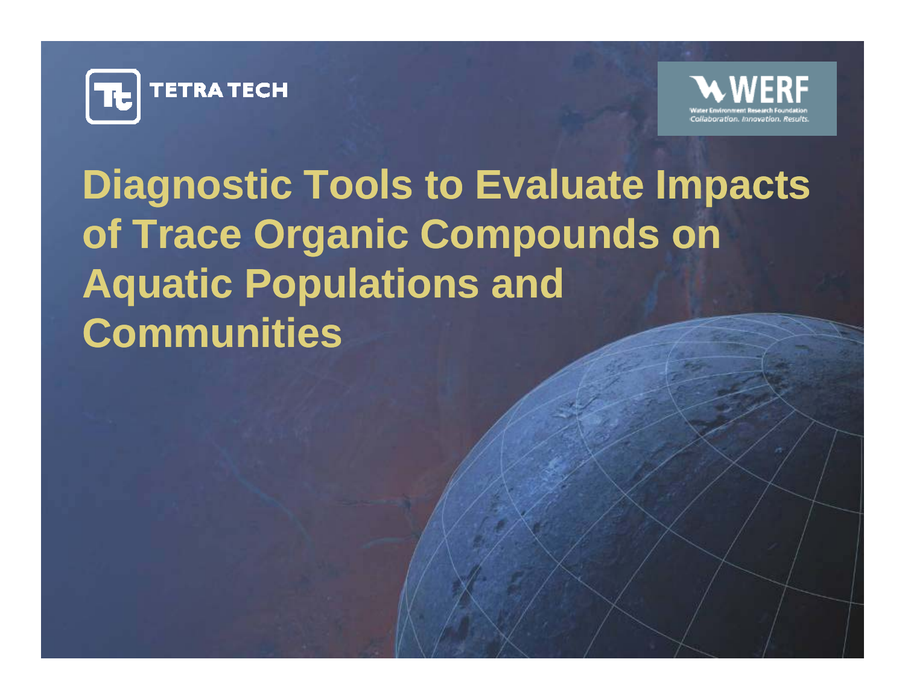TETRA TECH

WERF
Water Environment Research Foundation
*Collaboration. Innovation. Results.*

# Diagnostic Tools to Evaluate Impacts of Trace Organic Compounds on Aquatic Populations and Communities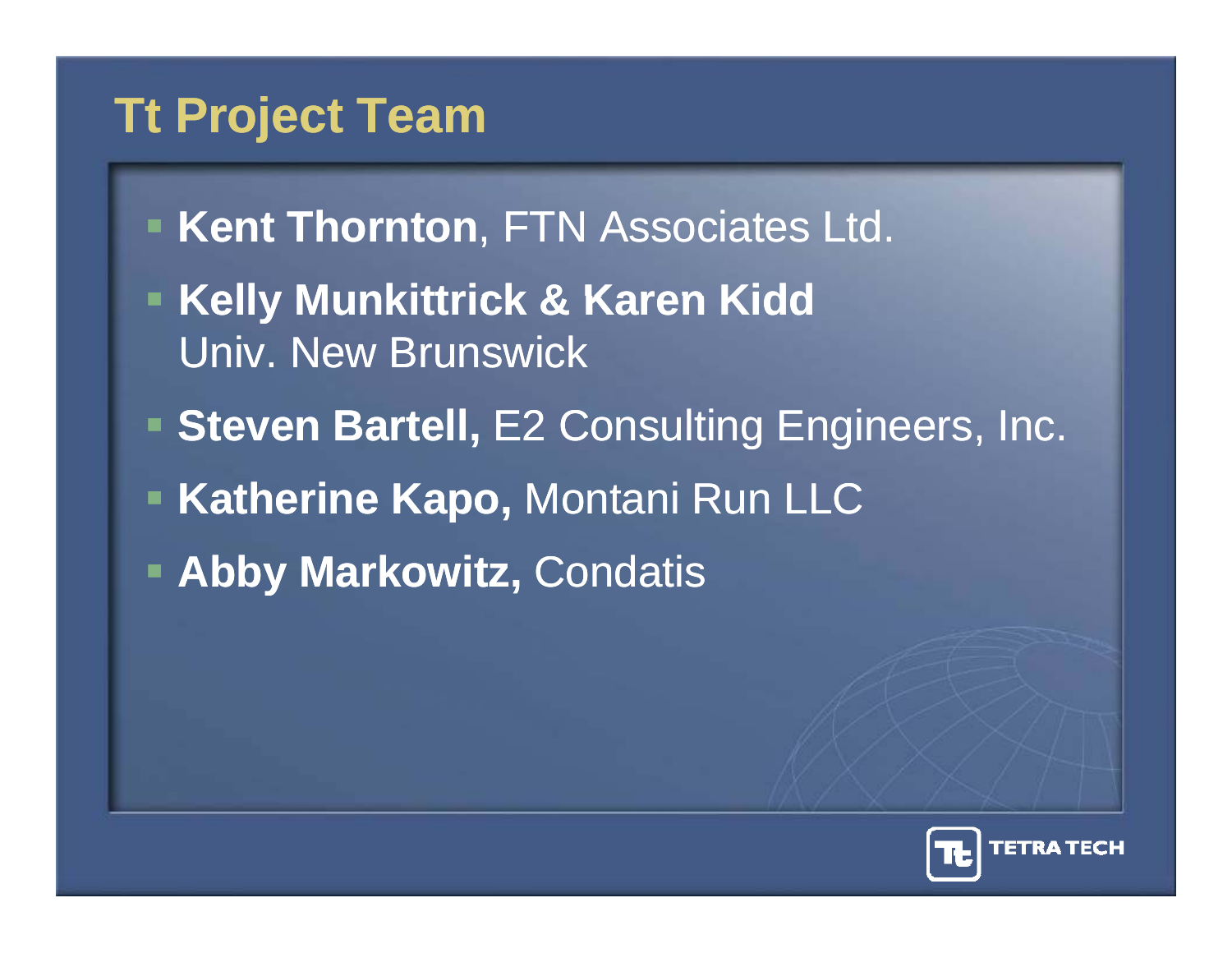# Tt Project Team

- **Kent Thornton**, FTN Associates Ltd.
- **Kelly Munkittrick & Karen Kidd**
  Univ. New Brunswick
- **Steven Bartell,** E2 Consulting Engineers, Inc.
- **Katherine Kapo,** Montani Run LLC
- **Abby Markowitz,** Condatis

TETRA TECH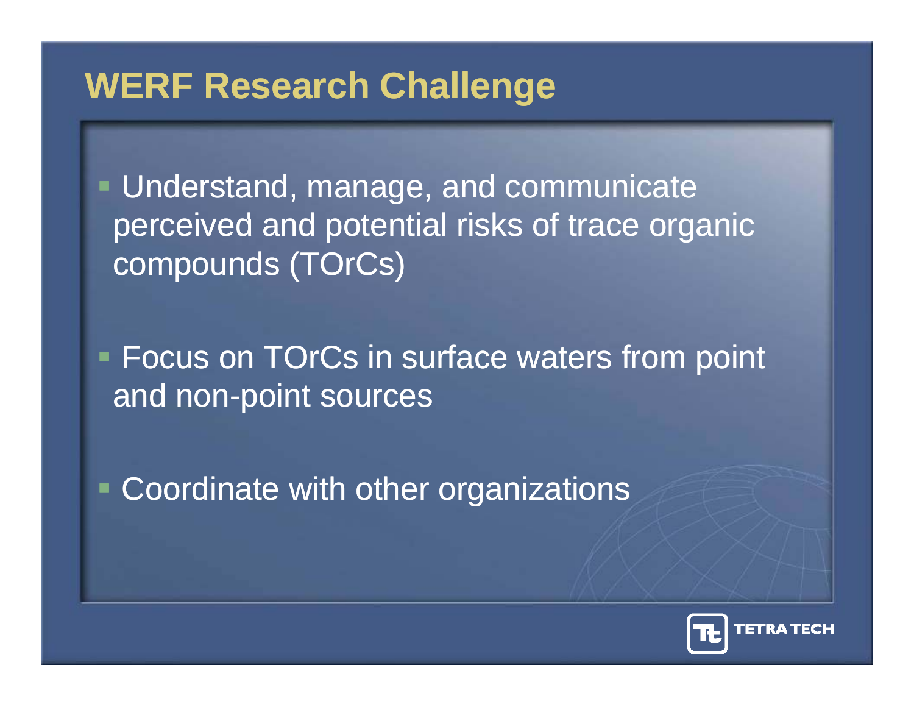# WERF Research Challenge

- Understand, manage, and communicate perceived and potential risks of trace organic compounds (TOrCs)
- Focus on TOrCs in surface waters from point and non-point sources
- Coordinate with other organizations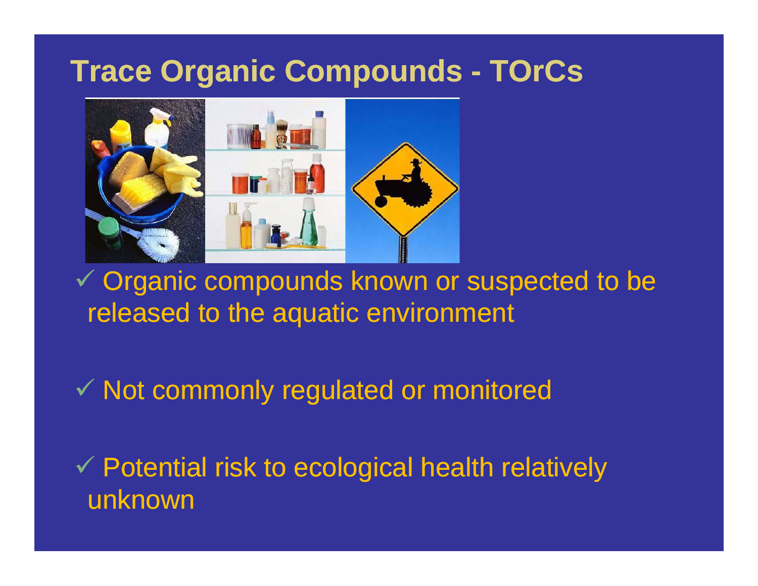# Trace Organic Compounds - TOrCs

- ✓ Organic compounds known or suspected to be released to the aquatic environment
- ✓ Not commonly regulated or monitored
- ✓ Potential risk to ecological health relatively unknown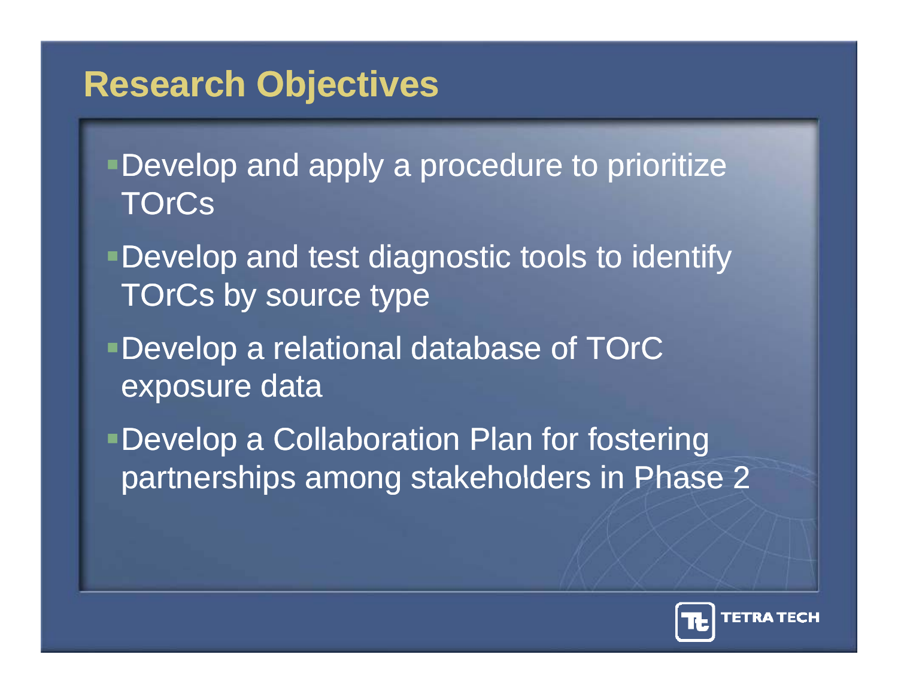# Research Objectives

- Develop and apply a procedure to prioritize TOrCs
- Develop and test diagnostic tools to identify TOrCs by source type
- Develop a relational database of TOrC exposure data
- Develop a Collaboration Plan for fostering partnerships among stakeholders in Phase 2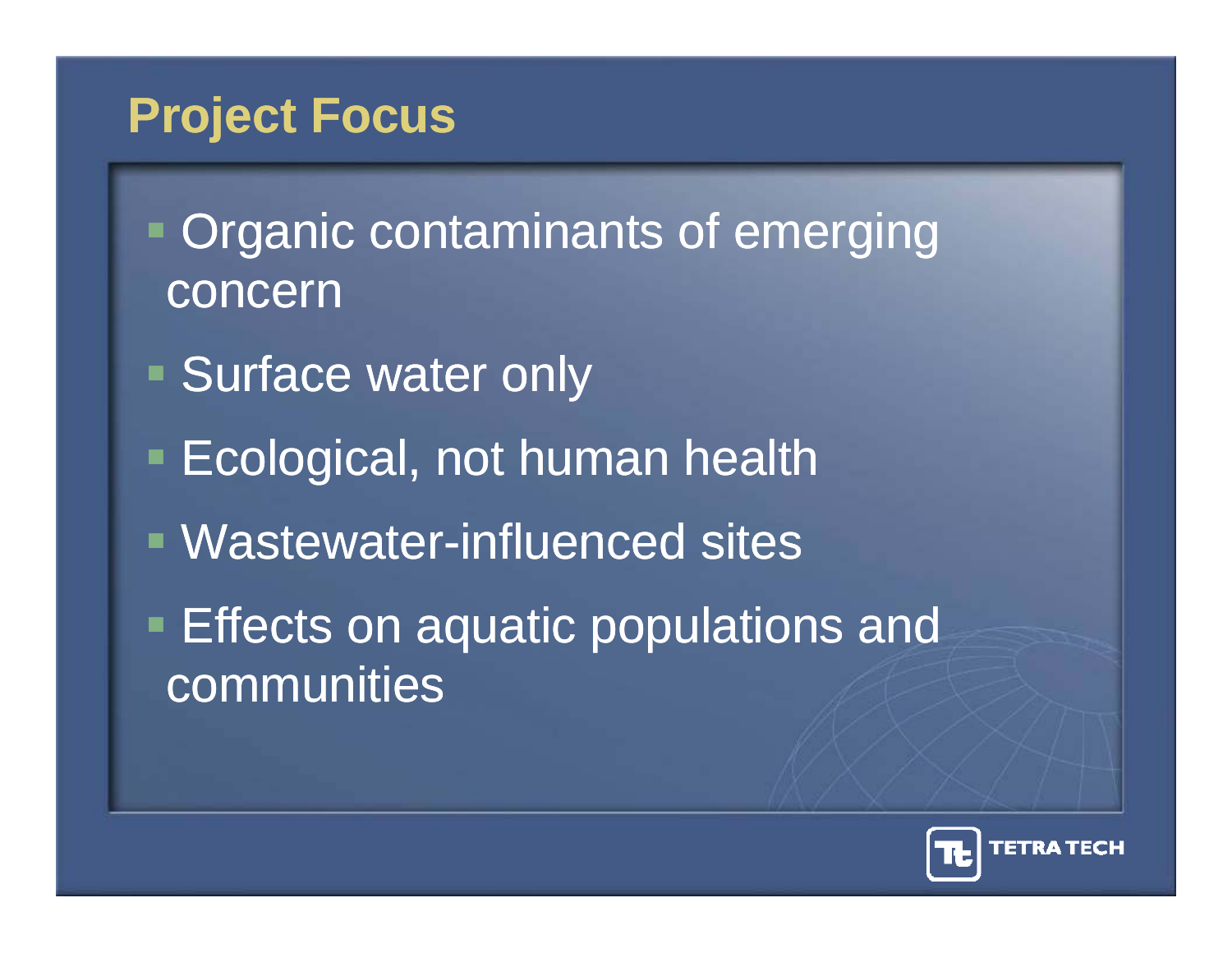# Project Focus

- Organic contaminants of emerging concern
- Surface water only
- Ecological, not human health
- Wastewater-influenced sites
- Effects on aquatic populations and communities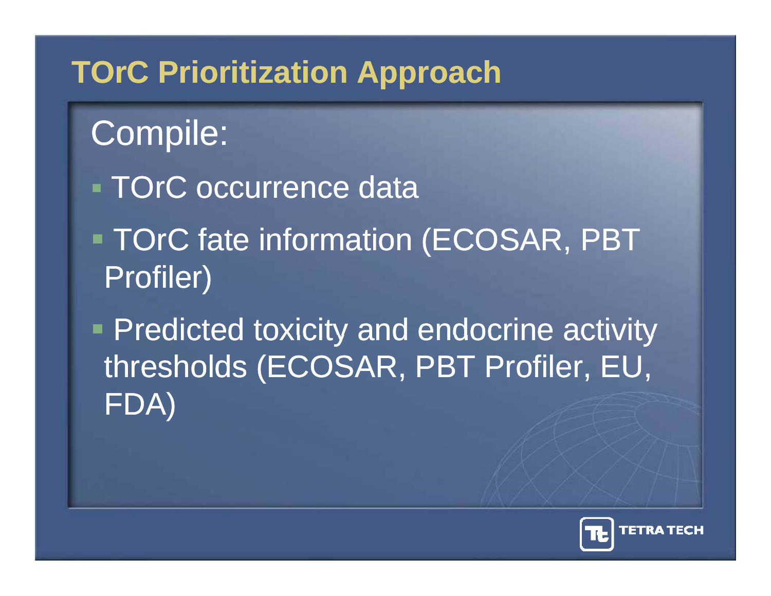# TOrC Prioritization Approach

Compile:

- TOrC occurrence data
- TOrC fate information (ECOSAR, PBT Profiler)
- Predicted toxicity and endocrine activity thresholds (ECOSAR, PBT Profiler, EU, FDA)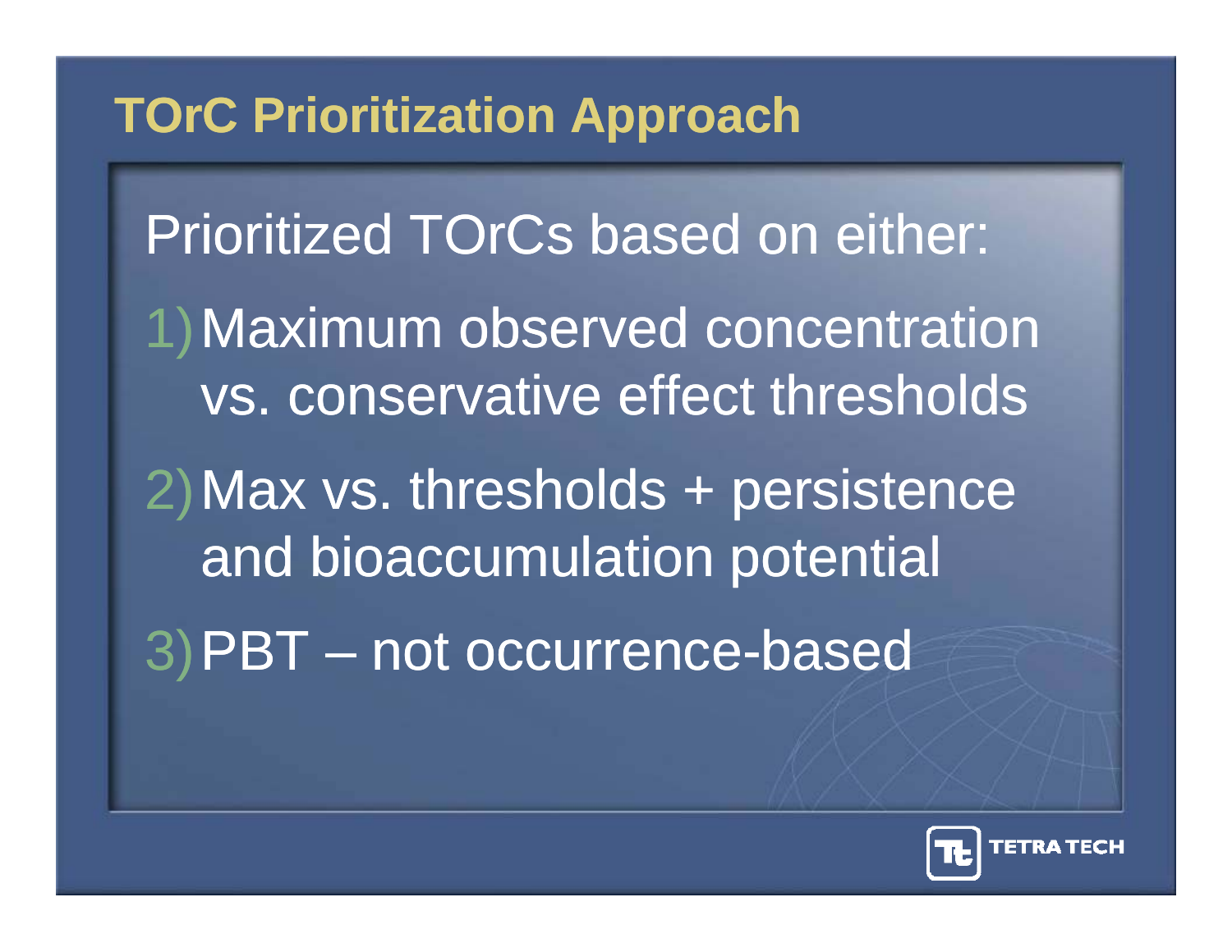# TOrC Prioritization Approach

Prioritized TOrCs based on either:

1) Maximum observed concentration vs. conservative effect thresholds
2) Max vs. thresholds + persistence and bioaccumulation potential
3) PBT – not occurrence-based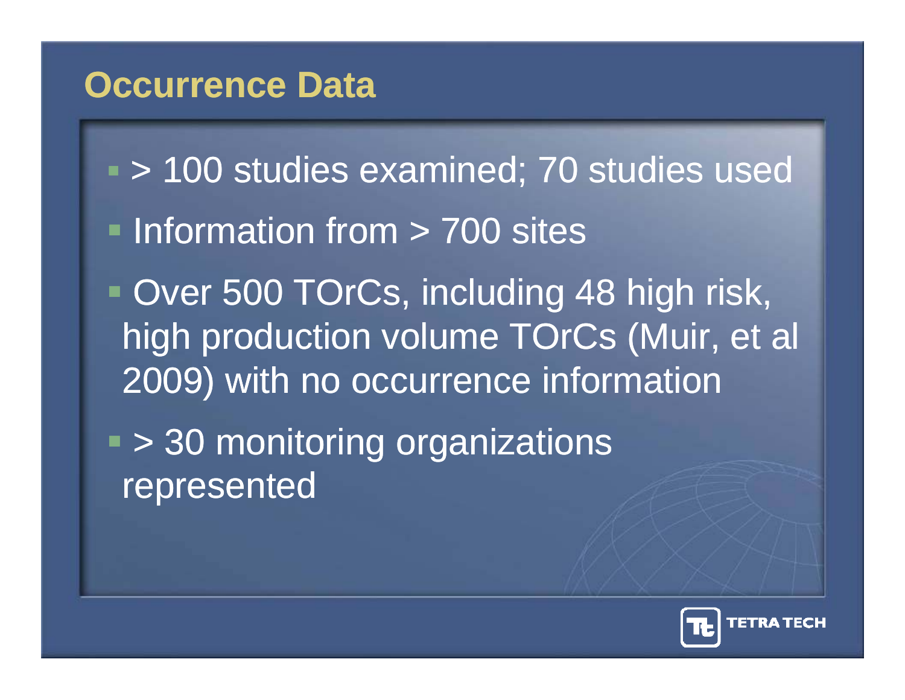# Occurrence Data

- > 100 studies examined; 70 studies used
- Information from > 700 sites
- Over 500 TOrCs, including 48 high risk, high production volume TOrCs (Muir, et al 2009) with no occurrence information
- > 30 monitoring organizations represented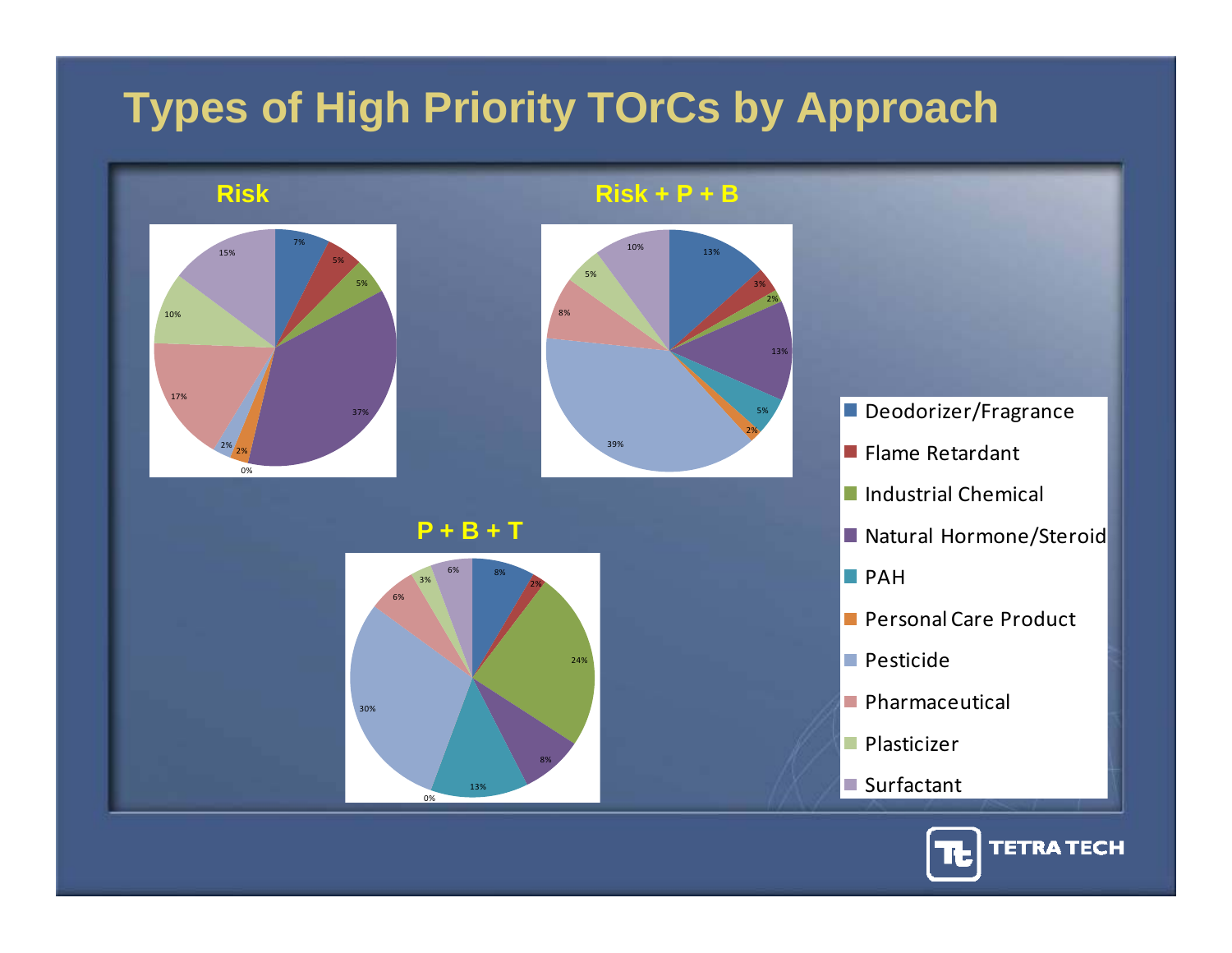# Types of High Priority TOrCs by Approach

## Risk

| Category | % |
|---|---|
| Deodorizer/Fragrance | 7% |
| Flame Retardant | 5% |
| Industrial Chemical | 5% |
| Natural Hormone/Steroid | 37% |
| PAH | 0% |
| Personal Care Product | 2% |
| Pesticide | 2% |
| Pharmaceutical | 17% |
| Plasticizer | 10% |
| Surfactant | 15% |

## Risk + P + B

| Category | % |
|---|---|
| Deodorizer/Fragrance | 13% |
| Flame Retardant | 3% |
| Industrial Chemical | 2% |
| Natural Hormone/Steroid | 13% |
| PAH | 5% |
| Personal Care Product | 2% |
| Pesticide | 39% |
| Pharmaceutical | 8% |
| Plasticizer | 5% |
| Surfactant | 10% |

## P + B + T

| Category | % |
|---|---|
| Deodorizer/Fragrance | 8% |
| Flame Retardant | 2% |
| Industrial Chemical | 24% |
| Natural Hormone/Steroid | 8% |
| PAH | 13% |
| Personal Care Product | 0% |
| Pesticide | 30% |
| Pharmaceutical | 6% |
| Plasticizer | 3% |
| Surfactant | 6% |

TETRA TECH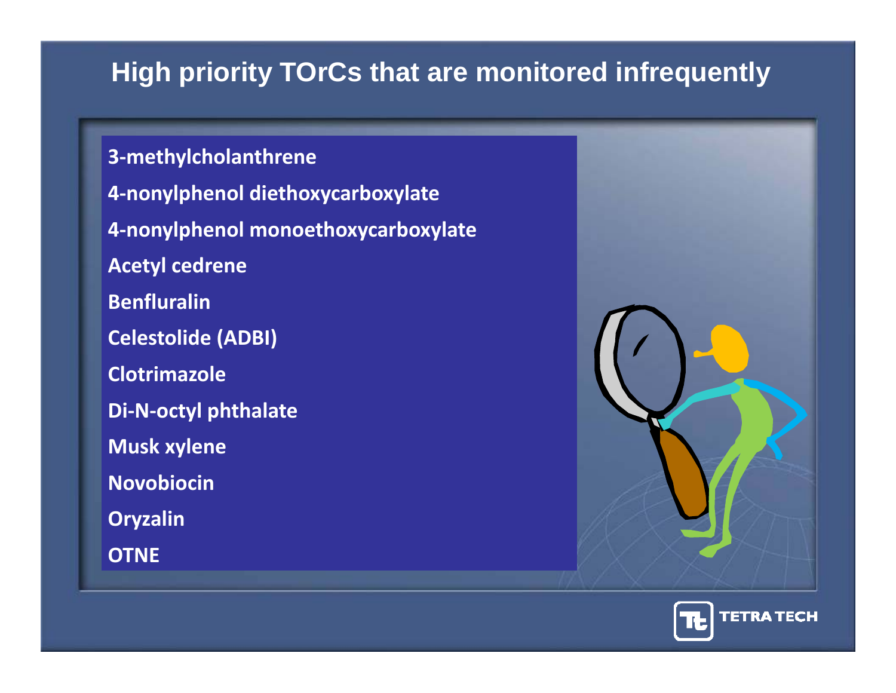# High priority TOrCs that are monitored infrequently

- 3-methylcholanthrene
- 4-nonylphenol diethoxycarboxylate
- 4-nonylphenol monoethoxycarboxylate
- Acetyl cedrene
- Benfluralin
- Celestolide (ADBI)
- Clotrimazole
- Di-N-octyl phthalate
- Musk xylene
- Novobiocin
- Oryzalin
- OTNE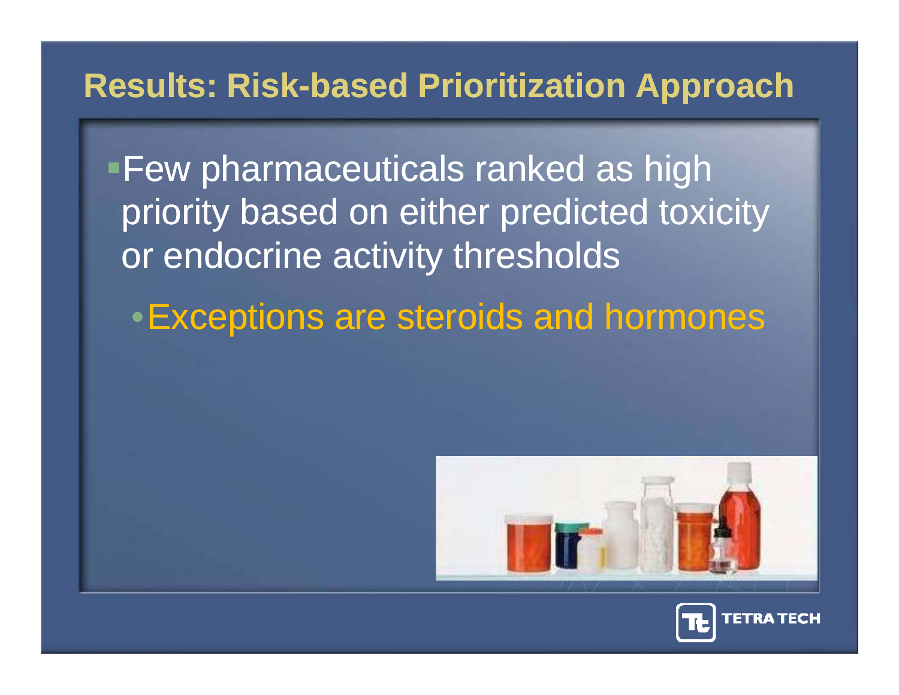## Results: Risk-based Prioritization Approach

- Few pharmaceuticals ranked as high priority based on either predicted toxicity or endocrine activity thresholds
  - Exceptions are steroids and hormones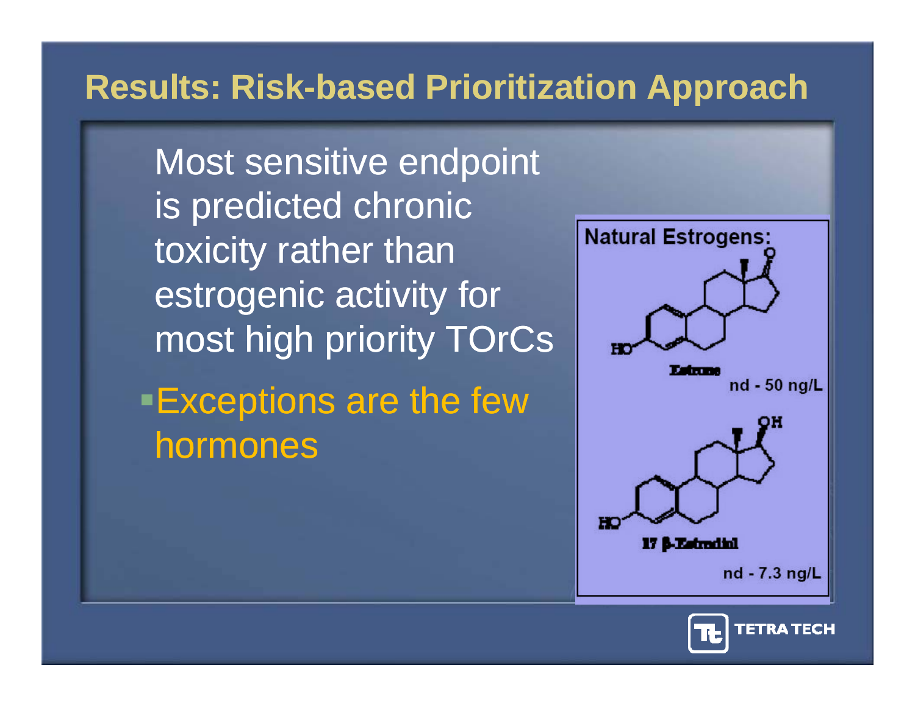# Results: Risk-based Prioritization Approach

Most sensitive endpoint is predicted chronic toxicity rather than estrogenic activity for most high priority TOrCs

- Exceptions are the few hormones

Natural Estrogens:

Estrone

nd - 50 ng/L

17 β-Estradiol

nd - 7.3 ng/L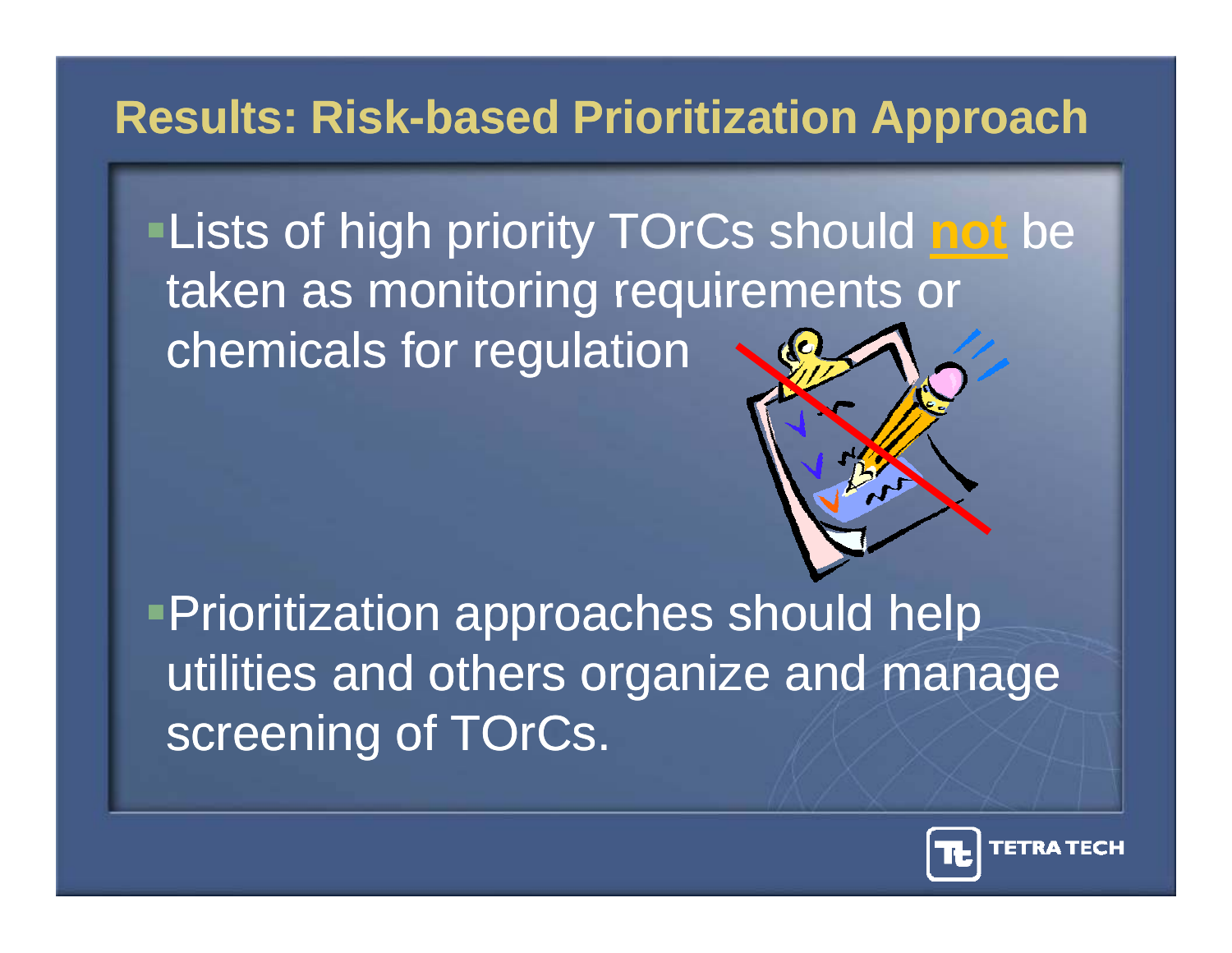# Results: Risk-based Prioritization Approach

- Lists of high priority TOrCs should **not** be taken as monitoring requirements or chemicals for regulation

- Prioritization approaches should help utilities and others organize and manage screening of TOrCs.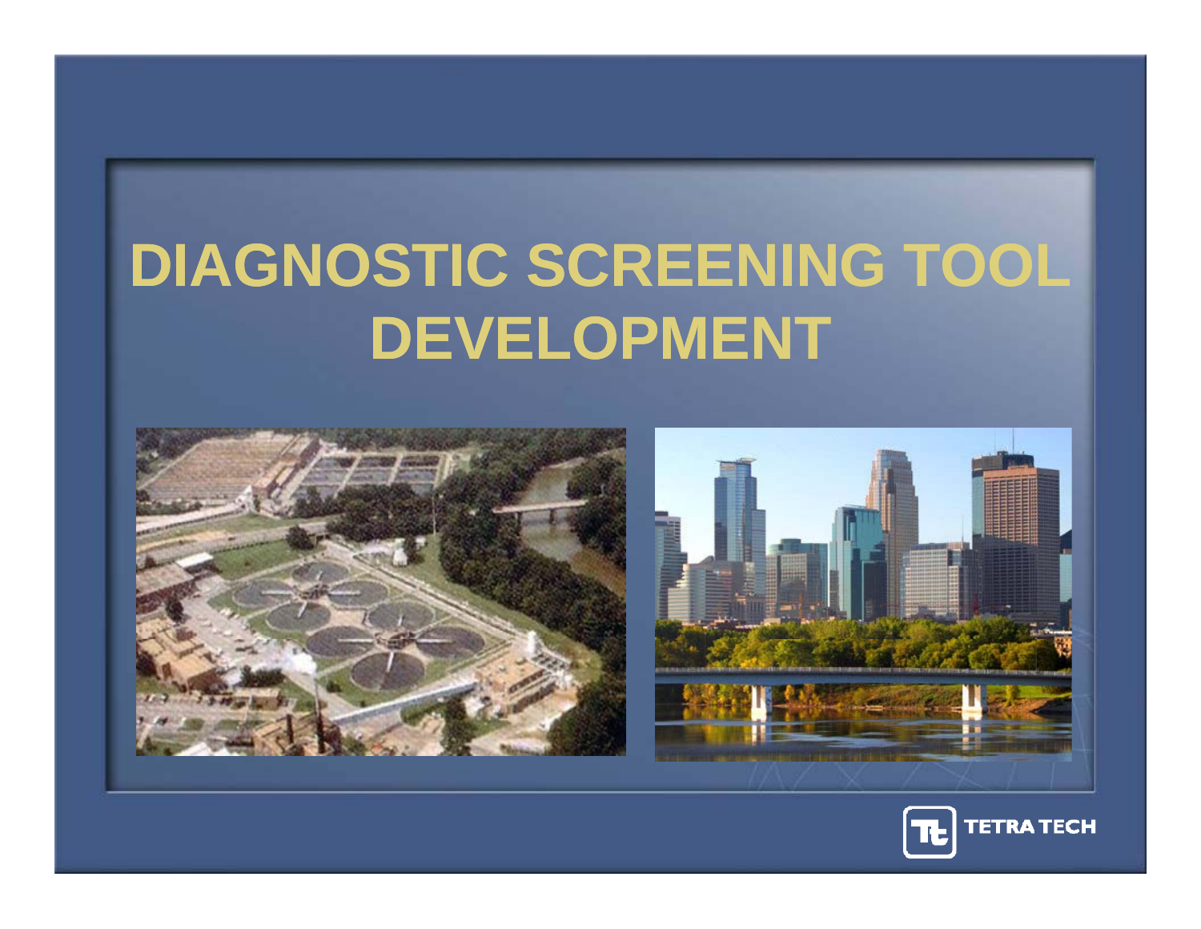# DIAGNOSTIC SCREENING TOOL DEVELOPMENT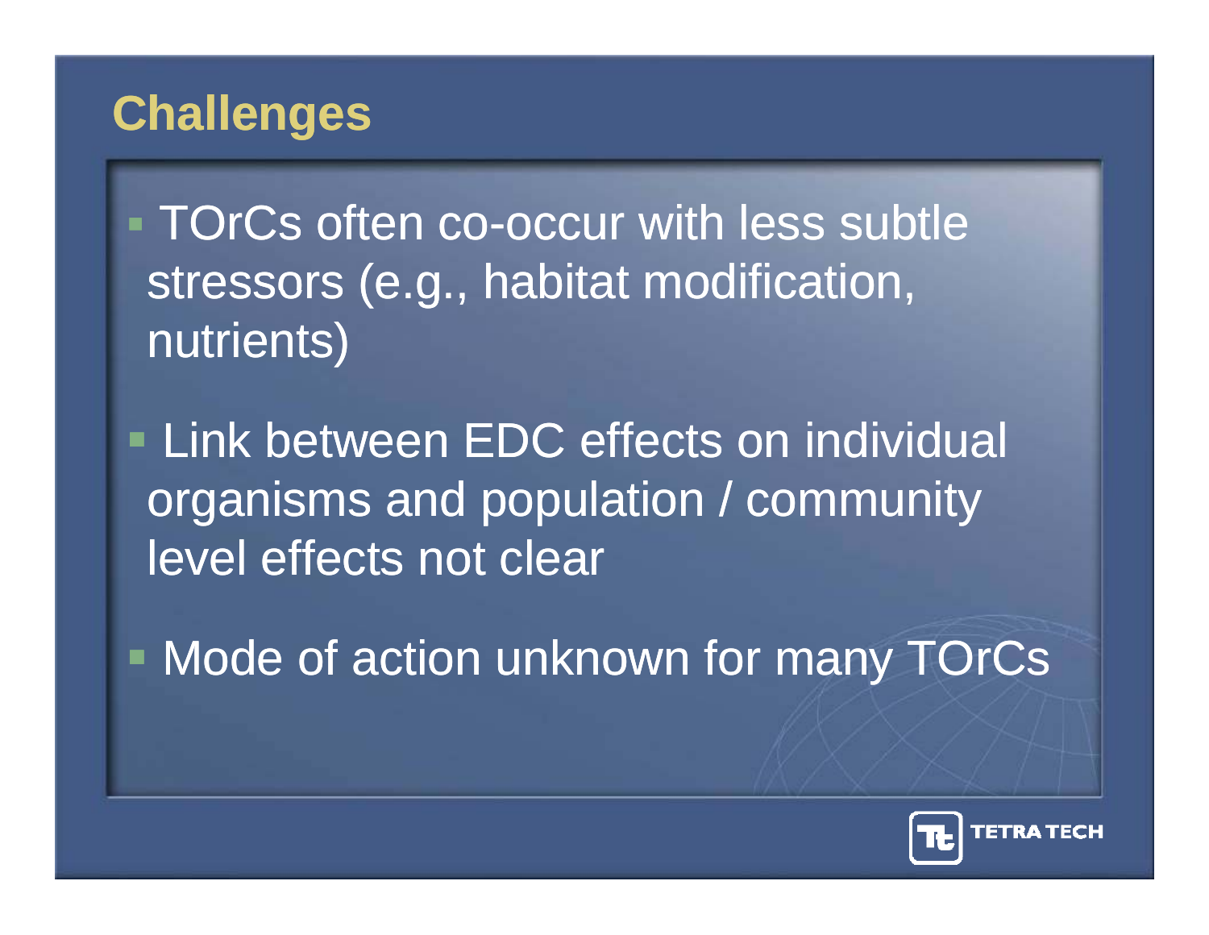# Challenges

- TOrCs often co-occur with less subtle stressors (e.g., habitat modification, nutrients)
- Link between EDC effects on individual organisms and population / community level effects not clear
- Mode of action unknown for many TOrCs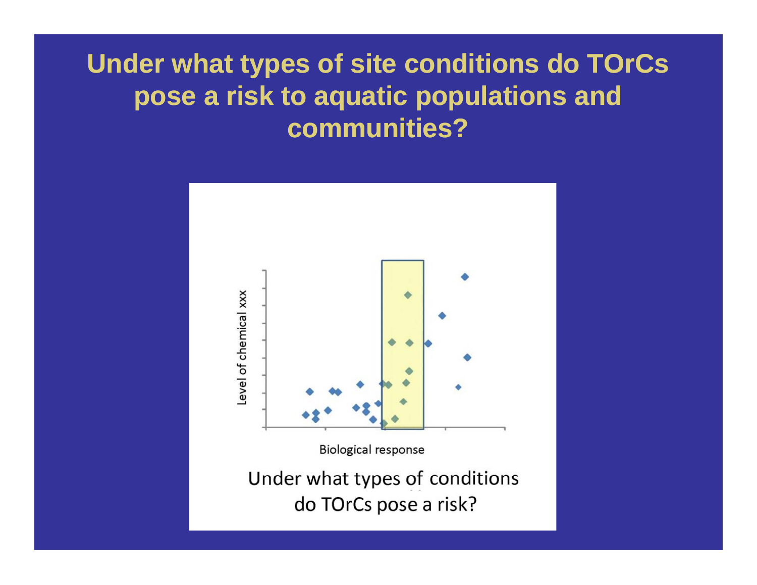# Under what types of site conditions do TOrCs pose a risk to aquatic populations and communities?

Level of chemical xxx

Biological response

Under what types of conditions do TOrCs pose a risk?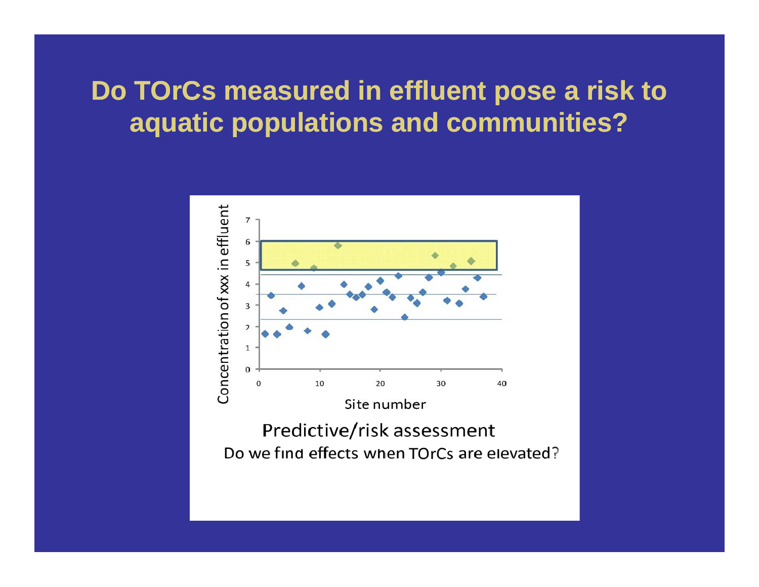# Do TOrCs measured in effluent pose a risk to aquatic populations and communities?

Concentration of xxx in effluent

Site number

Predictive/risk assessment

Do we find effects when TOrCs are elevated?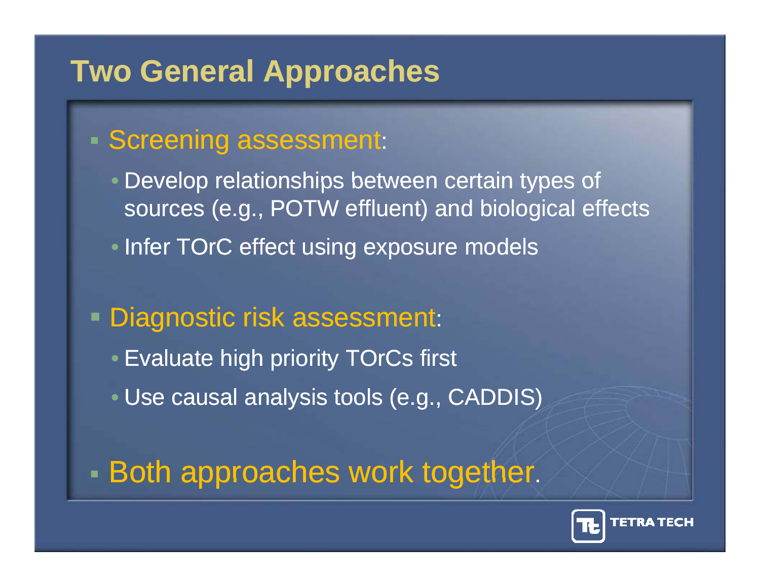# Two General Approaches

- Screening assessment:
  - Develop relationships between certain types of sources (e.g., POTW effluent) and biological effects
  - Infer TOrC effect using exposure models
- Diagnostic risk assessment:
  - Evaluate high priority TOrCs first
  - Use causal analysis tools (e.g., CADDIS)
- Both approaches work together.

TETRA TECH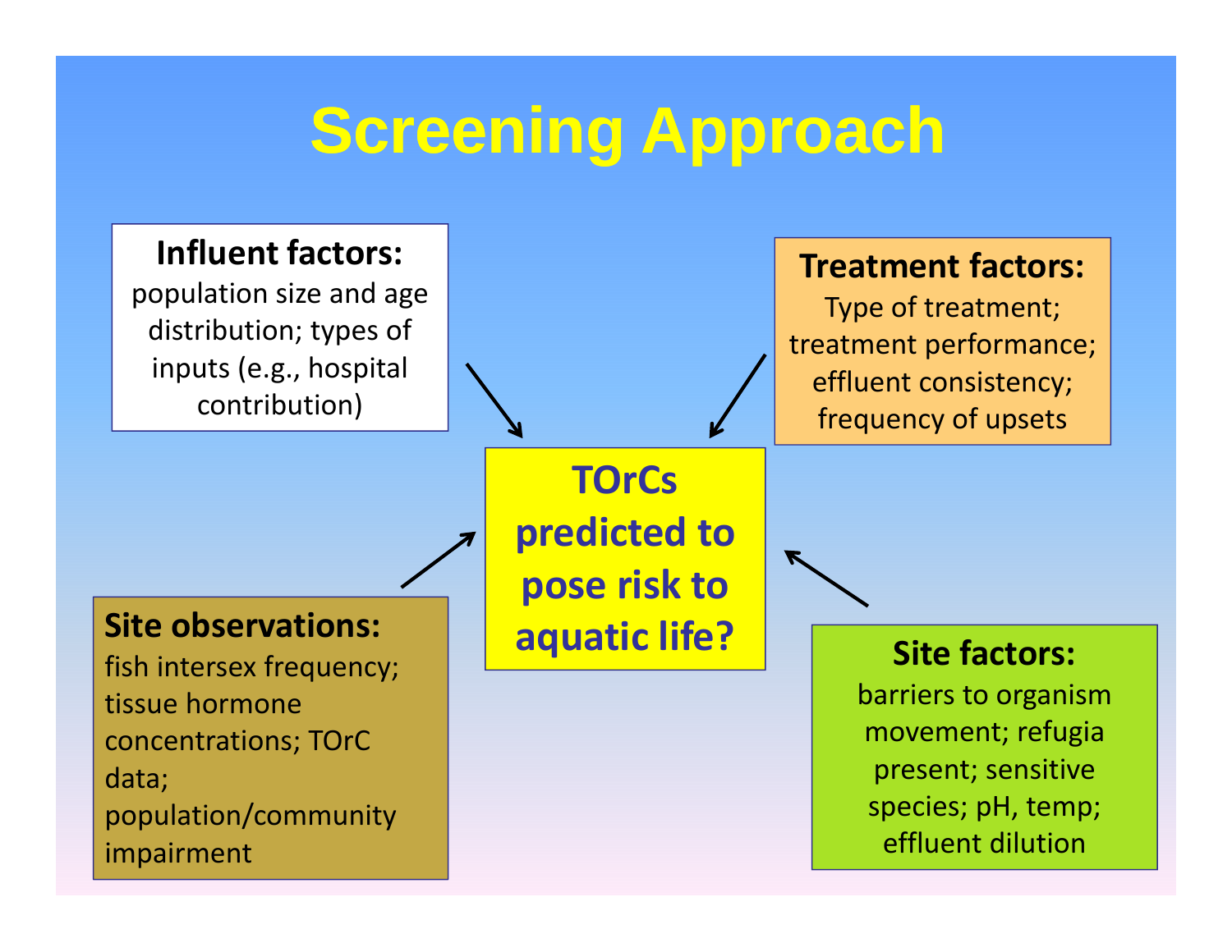# Screening Approach

**Influent factors:**
population size and age distribution; types of inputs (e.g., hospital contribution)

**Treatment factors:**
Type of treatment; treatment performance; effluent consistency; frequency of upsets

**TOrCs predicted to pose risk to aquatic life?**

**Site observations:**
fish intersex frequency; tissue hormone concentrations; TOrC data; population/community impairment

**Site factors:**
barriers to organism movement; refugia present; sensitive species; pH, temp; effluent dilution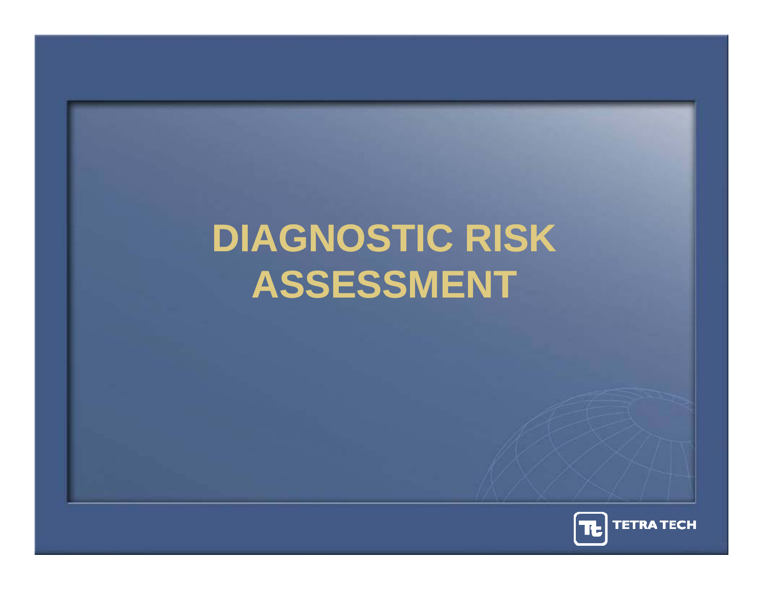# DIAGNOSTIC RISK ASSESSMENT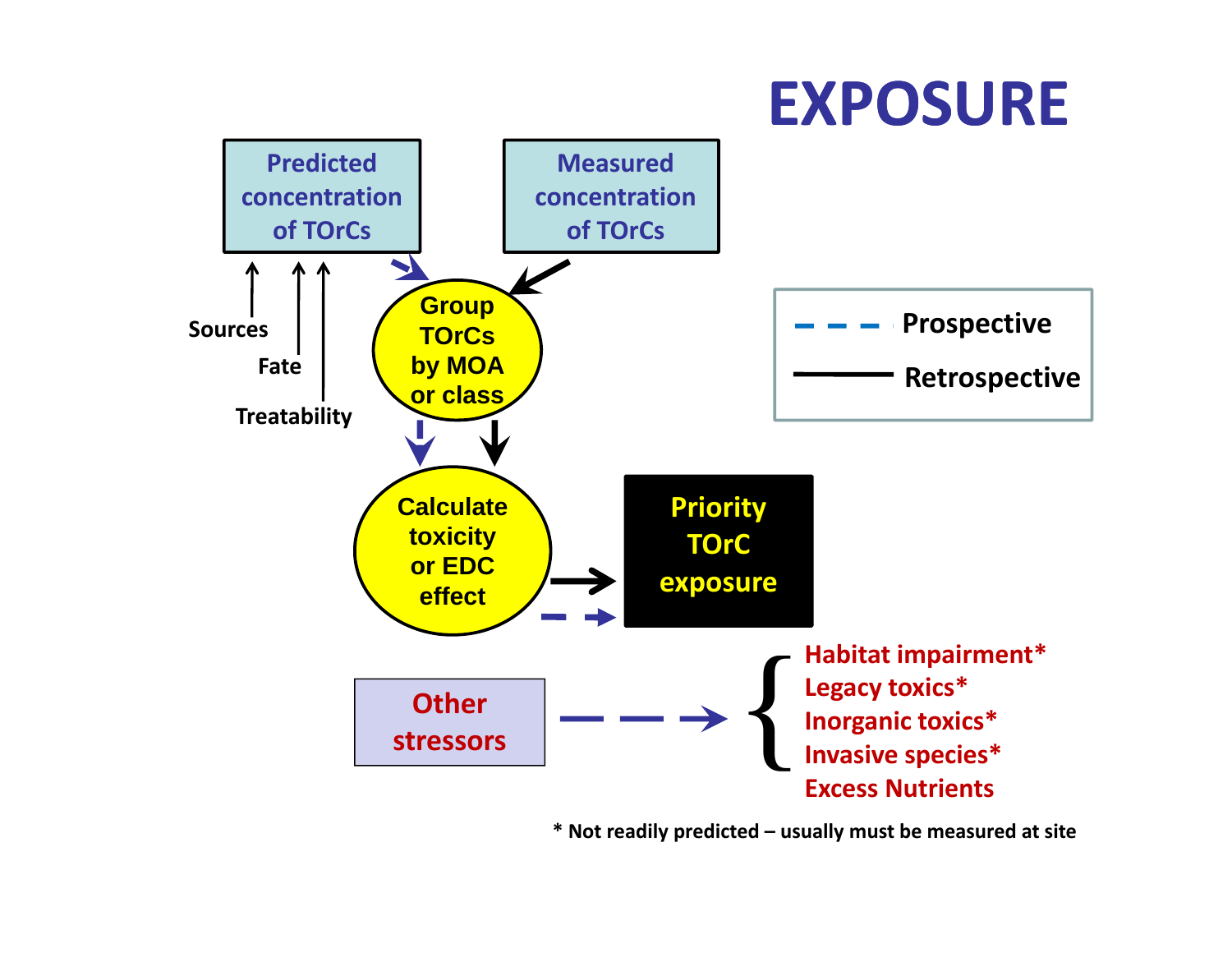# EXPOSURE

Predicted concentration of TOrCs

Measured concentration of TOrCs

Sources

Fate

Treatability

Group TOrCs by MOA or class

Calculate toxicity or EDC effect

Priority TOrC exposure

- - - Prospective

——— Retrospective

Other stressors

- Habitat impairment*
- Legacy toxics*
- Inorganic toxics*
- Invasive species*
- Excess Nutrients

* Not readily predicted – usually must be measured at site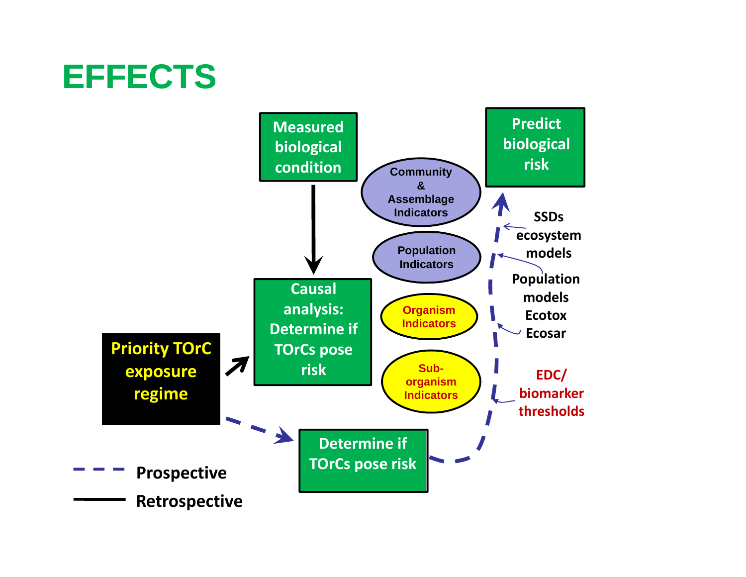# EFFECTS

Measured biological condition

Causal analysis: Determine if TOrCs pose risk

Predict biological risk

Community & Assemblage Indicators

Population Indicators

Organism Indicators

Sub-organism Indicators

SSDs ecosystem models

Population models

Ecotox

Ecosar

EDC/ biomarker thresholds

Priority TOrC exposure regime

Determine if TOrCs pose risk

Prospective

Retrospective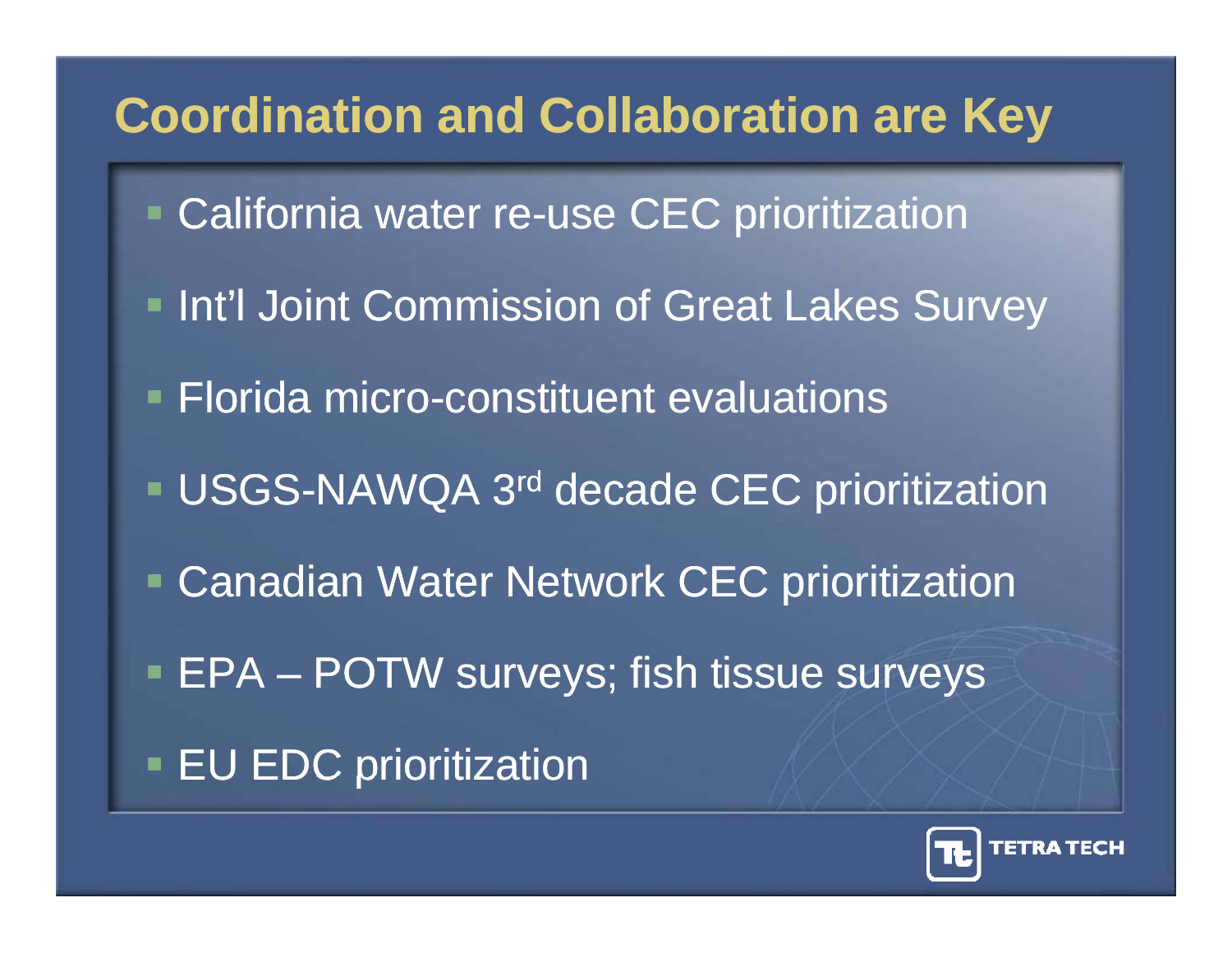# Coordination and Collaboration are Key

- California water re-use CEC prioritization
- Int'l Joint Commission of Great Lakes Survey
- Florida micro-constituent evaluations
- USGS-NAWQA 3rd decade CEC prioritization
- Canadian Water Network CEC prioritization
- EPA – POTW surveys; fish tissue surveys
- EU EDC prioritization

TETRA TECH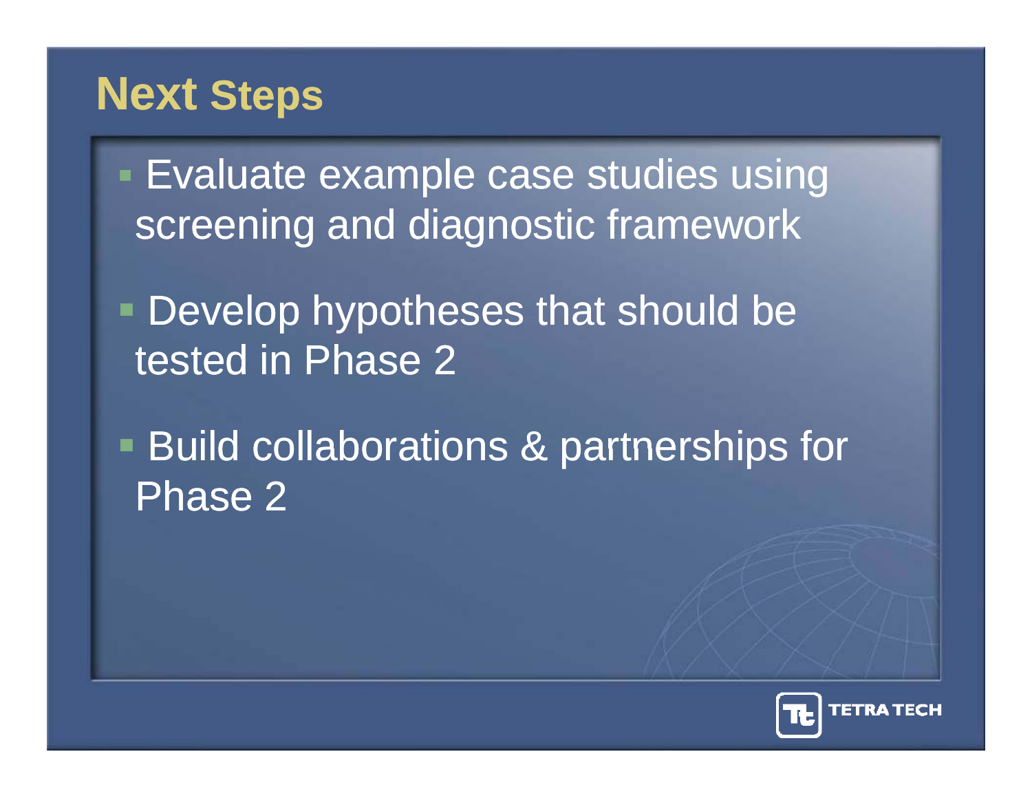# Next Steps

- Evaluate example case studies using screening and diagnostic framework
- Develop hypotheses that should be tested in Phase 2
- Build collaborations & partnerships for Phase 2

TETRA TECH